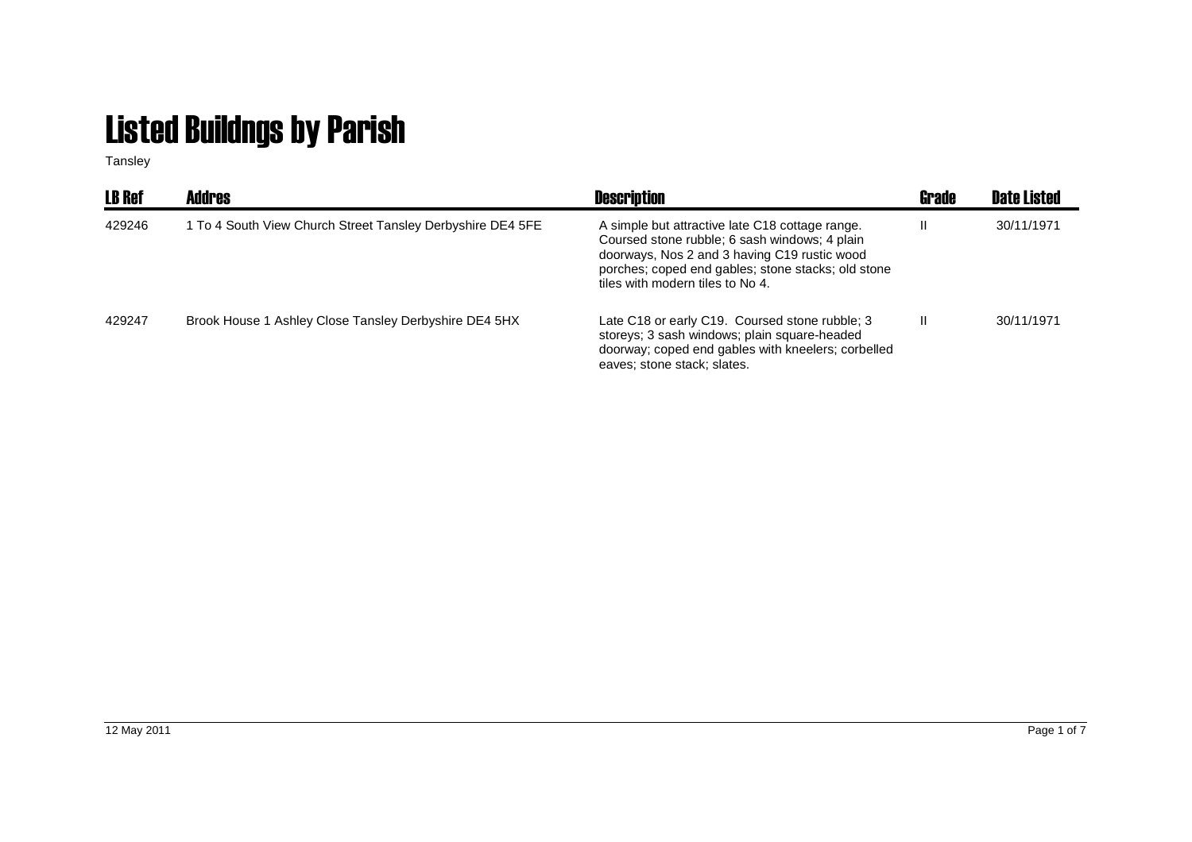# Listed Buildngs by Parish

Tansley

| LB Ref | Addres | Description | Grade | Date Listed |
|---|---|---|---|---|
| 429246 | 1 To 4 South View Church Street Tansley Derbyshire DE4 5FE | A simple but attractive late C18 cottage range. Coursed stone rubble; 6 sash windows; 4 plain doorways, Nos 2 and 3 having C19 rustic wood porches; coped end gables; stone stacks; old stone tiles with modern tiles to No 4. | II | 30/11/1971 |
| 429247 | Brook House 1 Ashley Close Tansley Derbyshire DE4 5HX | Late C18 or early C19. Coursed stone rubble; 3 storeys; 3 sash windows; plain square-headed doorway; coped end gables with kneelers; corbelled eaves; stone stack; slates. | II | 30/11/1971 |

12 May 2011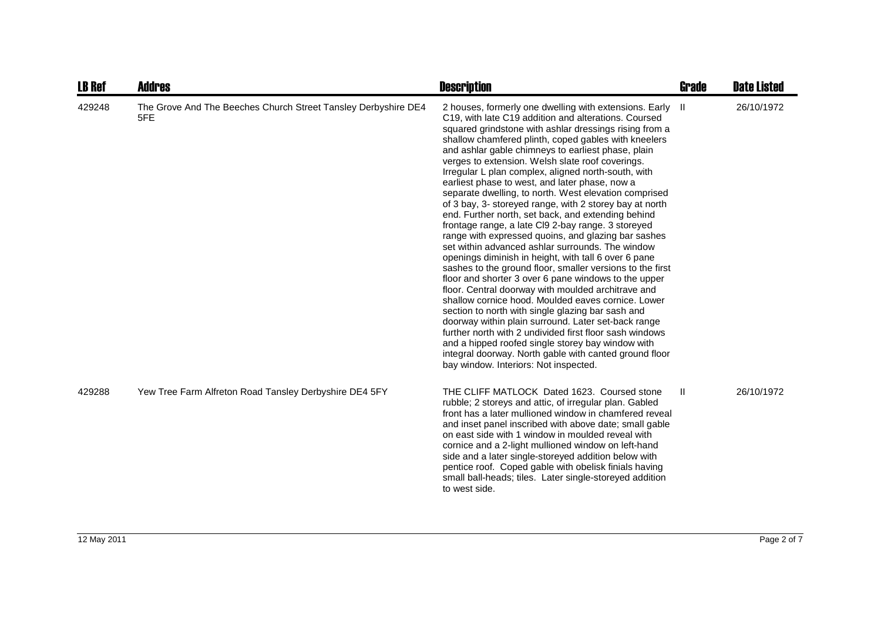| LB Ref | Addres | Description | Grade | Date Listed |
| --- | --- | --- | --- | --- |
| 429248 | The Grove And The Beeches Church Street Tansley Derbyshire DE4 5FE | 2 houses, formerly one dwelling with extensions. Early C19, with late C19 addition and alterations. Coursed squared grindstone with ashlar dressings rising from a shallow chamfered plinth, coped gables with kneelers and ashlar gable chimneys to earliest phase, plain verges to extension. Welsh slate roof coverings. Irregular L plan complex, aligned north-south, with earliest phase to west, and later phase, now a separate dwelling, to north. West elevation comprised of 3 bay, 3- storeyed range, with 2 storey bay at north end. Further north, set back, and extending behind frontage range, a late Cl9 2-bay range. 3 storeyed range with expressed quoins, and glazing bar sashes set within advanced ashlar surrounds. The window openings diminish in height, with tall 6 over 6 pane sashes to the ground floor, smaller versions to the first floor and shorter 3 over 6 pane windows to the upper floor. Central doorway with moulded architrave and shallow cornice hood. Moulded eaves cornice. Lower section to north with single glazing bar sash and doorway within plain surround. Later set-back range further north with 2 undivided first floor sash windows and a hipped roofed single storey bay window with integral doorway. North gable with canted ground floor bay window. Interiors: Not inspected. | II | 26/10/1972 |
| 429288 | Yew Tree Farm Alfreton Road Tansley Derbyshire DE4 5FY | THE CLIFF MATLOCK Dated 1623. Coursed stone rubble; 2 storeys and attic, of irregular plan. Gabled front has a later mullioned window in chamfered reveal and inset panel inscribed with above date; small gable on east side with 1 window in moulded reveal with cornice and a 2-light mullioned window on left-hand side and a later single-storeyed addition below with pentice roof. Coped gable with obelisk finials having small ball-heads; tiles. Later single-storeyed addition to west side. | II | 26/10/1972 |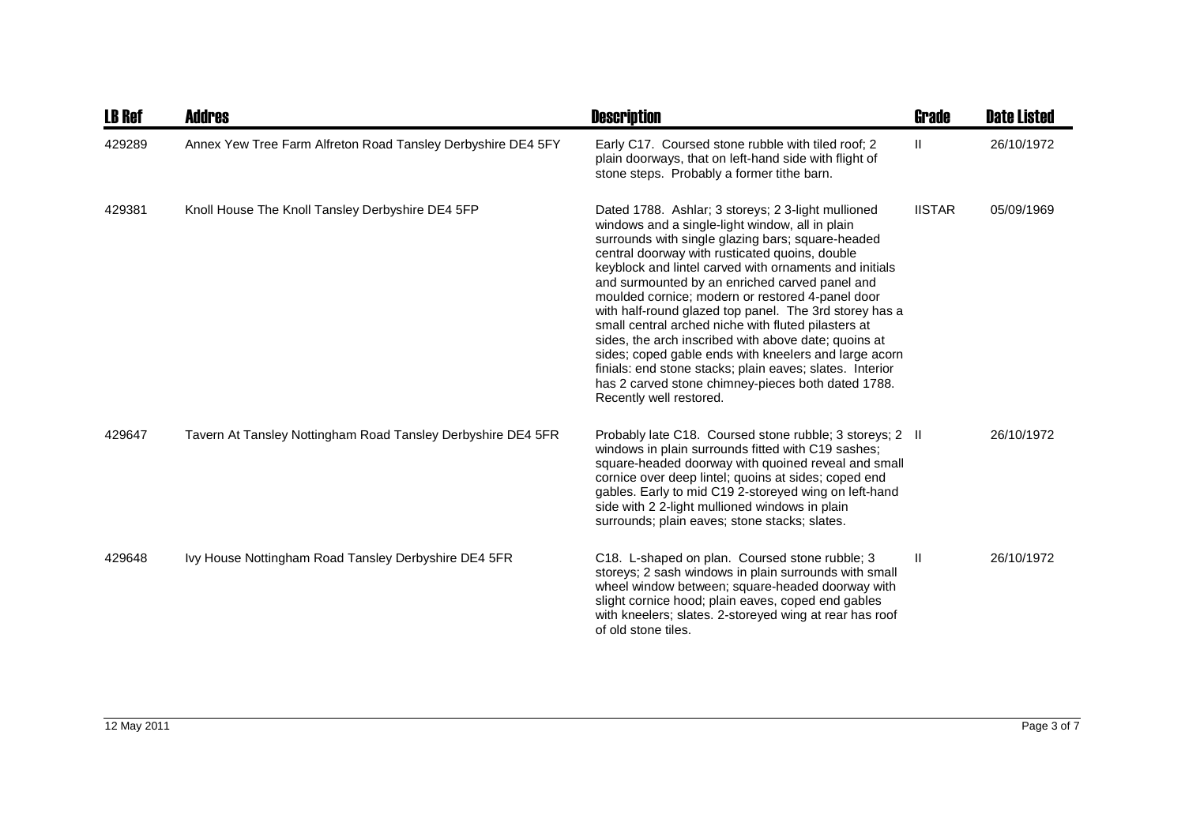| LB Ref | Addres | Description | Grade | Date Listed |
|---|---|---|---|---|
| 429289 | Annex Yew Tree Farm Alfreton Road Tansley Derbyshire DE4 5FY | Early C17. Coursed stone rubble with tiled roof; 2 plain doorways, that on left-hand side with flight of stone steps. Probably a former tithe barn. | II | 26/10/1972 |
| 429381 | Knoll House The Knoll Tansley Derbyshire DE4 5FP | Dated 1788. Ashlar; 3 storeys; 2 3-light mullioned windows and a single-light window, all in plain surrounds with single glazing bars; square-headed central doorway with rusticated quoins, double keyblock and lintel carved with ornaments and initials and surmounted by an enriched carved panel and moulded cornice; modern or restored 4-panel door with half-round glazed top panel. The 3rd storey has a small central arched niche with fluted pilasters at sides, the arch inscribed with above date; quoins at sides; coped gable ends with kneelers and large acorn finials: end stone stacks; plain eaves; slates. Interior has 2 carved stone chimney-pieces both dated 1788. Recently well restored. | IISTAR | 05/09/1969 |
| 429647 | Tavern At Tansley Nottingham Road Tansley Derbyshire DE4 5FR | Probably late C18. Coursed stone rubble; 3 storeys; 2 windows in plain surrounds fitted with C19 sashes; square-headed doorway with quoined reveal and small cornice over deep lintel; quoins at sides; coped end gables. Early to mid C19 2-storeyed wing on left-hand side with 2 2-light mullioned windows in plain surrounds; plain eaves; stone stacks; slates. | II | 26/10/1972 |
| 429648 | Ivy House Nottingham Road Tansley Derbyshire DE4 5FR | C18. L-shaped on plan. Coursed stone rubble; 3 storeys; 2 sash windows in plain surrounds with small wheel window between; square-headed doorway with slight cornice hood; plain eaves, coped end gables with kneelers; slates. 2-storeyed wing at rear has roof of old stone tiles. | II | 26/10/1972 |

12 May 2011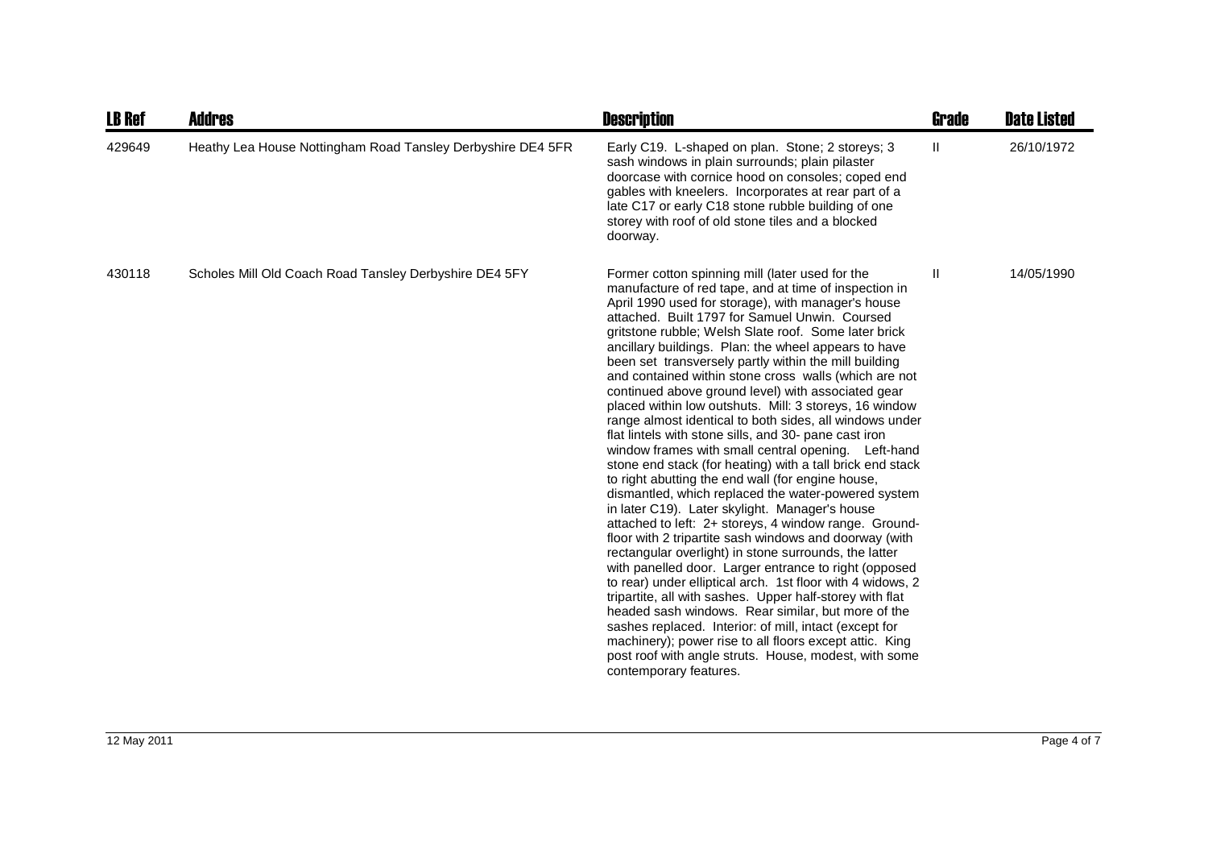| LB Ref | Addres | Description | Grade | Date Listed |
|---|---|---|---|---|
| 429649 | Heathy Lea House Nottingham Road Tansley Derbyshire DE4 5FR | Early C19. L-shaped on plan. Stone; 2 storeys; 3 sash windows in plain surrounds; plain pilaster doorcase with cornice hood on consoles; coped end gables with kneelers. Incorporates at rear part of a late C17 or early C18 stone rubble building of one storey with roof of old stone tiles and a blocked doorway. | II | 26/10/1972 |
| 430118 | Scholes Mill Old Coach Road Tansley Derbyshire DE4 5FY | Former cotton spinning mill (later used for the manufacture of red tape, and at time of inspection in April 1990 used for storage), with manager's house attached. Built 1797 for Samuel Unwin. Coursed gritstone rubble; Welsh Slate roof. Some later brick ancillary buildings. Plan: the wheel appears to have been set transversely partly within the mill building and contained within stone cross walls (which are not continued above ground level) with associated gear placed within low outshuts. Mill: 3 storeys, 16 window range almost identical to both sides, all windows under flat lintels with stone sills, and 30- pane cast iron window frames with small central opening. Left-hand stone end stack (for heating) with a tall brick end stack to right abutting the end wall (for engine house, dismantled, which replaced the water-powered system in later C19). Later skylight. Manager's house attached to left: 2+ storeys, 4 window range. Ground-floor with 2 tripartite sash windows and doorway (with rectangular overlight) in stone surrounds, the latter with panelled door. Larger entrance to right (opposed to rear) under elliptical arch. 1st floor with 4 widows, 2 tripartite, all with sashes. Upper half-storey with flat headed sash windows. Rear similar, but more of the sashes replaced. Interior: of mill, intact (except for machinery); power rise to all floors except attic. King post roof with angle struts. House, modest, with some contemporary features. | II | 14/05/1990 |

12 May 2011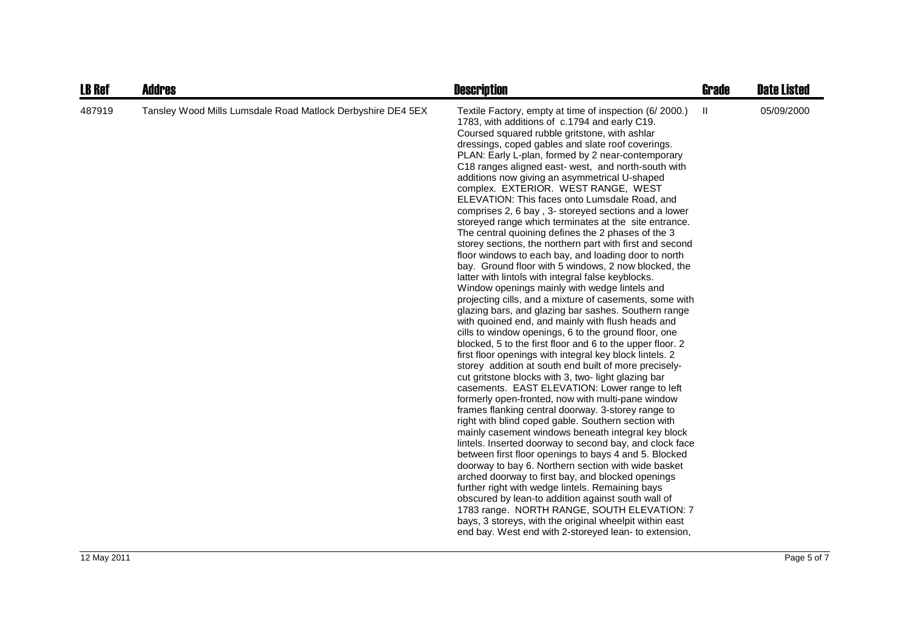| LB Ref | Addres | Description | Grade | Date Listed |
| --- | --- | --- | --- | --- |
| 487919 | Tansley Wood Mills Lumsdale Road Matlock Derbyshire DE4 5EX | Textile Factory, empty at time of inspection (6/ 2000.) 1783, with additions of c.1794 and early C19. Coursed squared rubble gritstone, with ashlar dressings, coped gables and slate roof coverings. PLAN: Early L-plan, formed by 2 near-contemporary C18 ranges aligned east- west, and north-south with additions now giving an asymmetrical U-shaped complex. EXTERIOR. WEST RANGE, WEST ELEVATION: This faces onto Lumsdale Road, and comprises 2, 6 bay , 3- storeyed sections and a lower storeyed range which terminates at the site entrance. The central quoining defines the 2 phases of the 3 storey sections, the northern part with first and second floor windows to each bay, and loading door to north bay. Ground floor with 5 windows, 2 now blocked, the latter with lintols with integral false keyblocks. Window openings mainly with wedge lintels and projecting cills, and a mixture of casements, some with glazing bars, and glazing bar sashes. Southern range with quoined end, and mainly with flush heads and cills to window openings, 6 to the ground floor, one blocked, 5 to the first floor and 6 to the upper floor. 2 first floor openings with integral key block lintels. 2 storey addition at south end built of more precisely-cut gritstone blocks with 3, two- light glazing bar casements. EAST ELEVATION: Lower range to left formerly open-fronted, now with multi-pane window frames flanking central doorway. 3-storey range to right with blind coped gable. Southern section with mainly casement windows beneath integral key block lintels. Inserted doorway to second bay, and clock face between first floor openings to bays 4 and 5. Blocked doorway to bay 6. Northern section with wide basket arched doorway to first bay, and blocked openings further right with wedge lintels. Remaining bays obscured by lean-to addition against south wall of 1783 range. NORTH RANGE, SOUTH ELEVATION: 7 bays, 3 storeys, with the original wheelpit within east end bay. West end with 2-storeyed lean- to extension, | II | 05/09/2000 |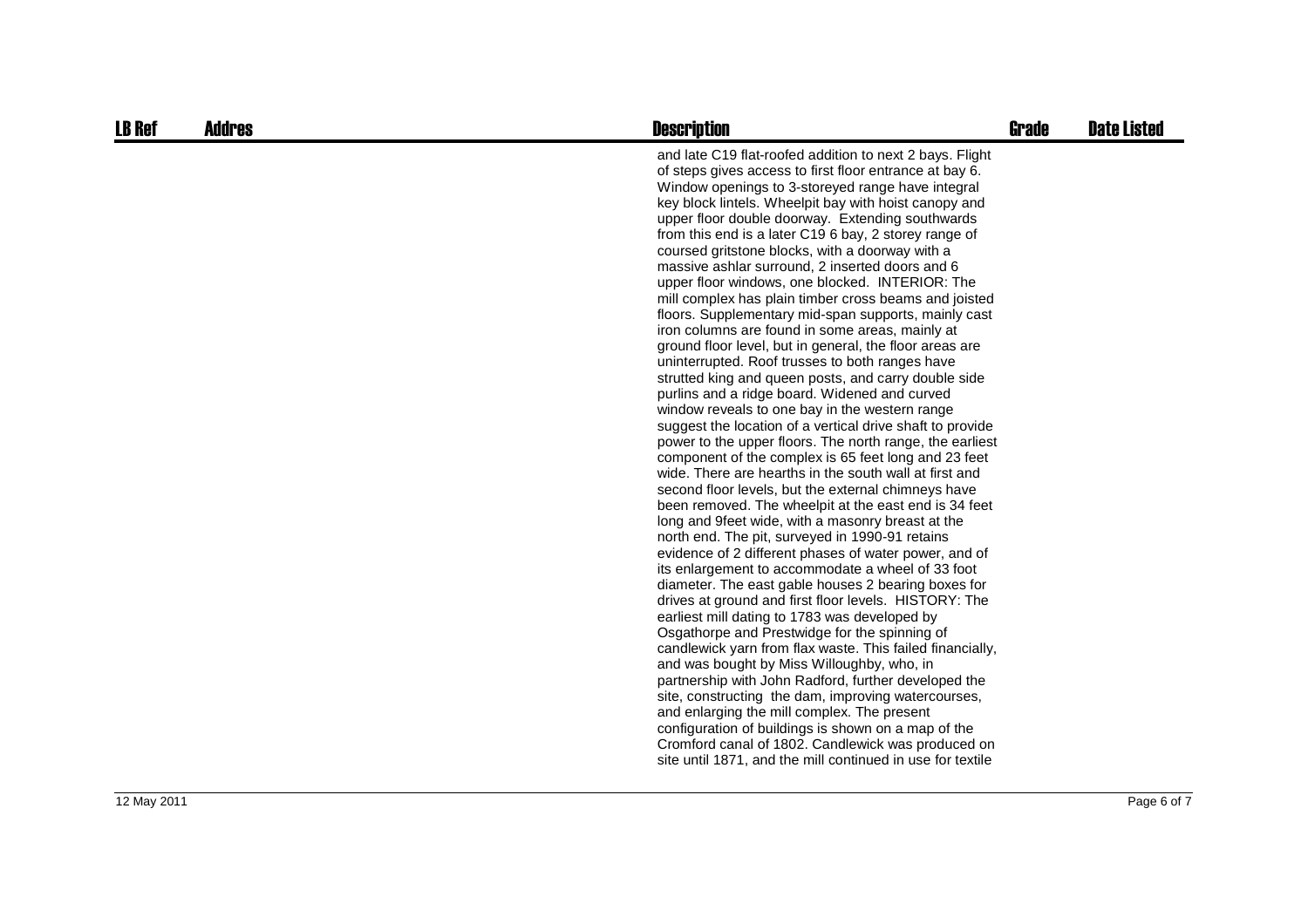| LB Ref | Addres | Description | Grade | Date Listed |
|---|---|---|---|---|
| | | and late C19 flat-roofed addition to next 2 bays. Flight of steps gives access to first floor entrance at bay 6. Window openings to 3-storeyed range have integral key block lintels. Wheelpit bay with hoist canopy and upper floor double doorway. Extending southwards from this end is a later C19 6 bay, 2 storey range of coursed gritstone blocks, with a doorway with a massive ashlar surround, 2 inserted doors and 6 upper floor windows, one blocked. INTERIOR: The mill complex has plain timber cross beams and joisted floors. Supplementary mid-span supports, mainly cast iron columns are found in some areas, mainly at ground floor level, but in general, the floor areas are uninterrupted. Roof trusses to both ranges have strutted king and queen posts, and carry double side purlins and a ridge board. Widened and curved window reveals to one bay in the western range suggest the location of a vertical drive shaft to provide power to the upper floors. The north range, the earliest component of the complex is 65 feet long and 23 feet wide. There are hearths in the south wall at first and second floor levels, but the external chimneys have been removed. The wheelpit at the east end is 34 feet long and 9feet wide, with a masonry breast at the north end. The pit, surveyed in 1990-91 retains evidence of 2 different phases of water power, and of its enlargement to accommodate a wheel of 33 foot diameter. The east gable houses 2 bearing boxes for drives at ground and first floor levels. HISTORY: The earliest mill dating to 1783 was developed by Osgathorpe and Prestwidge for the spinning of candlewick yarn from flax waste. This failed financially, and was bought by Miss Willoughby, who, in partnership with John Radford, further developed the site, constructing the dam, improving watercourses, and enlarging the mill complex. The present configuration of buildings is shown on a map of the Cromford canal of 1802. Candlewick was produced on site until 1871, and the mill continued in use for textile | | |

12 May 2011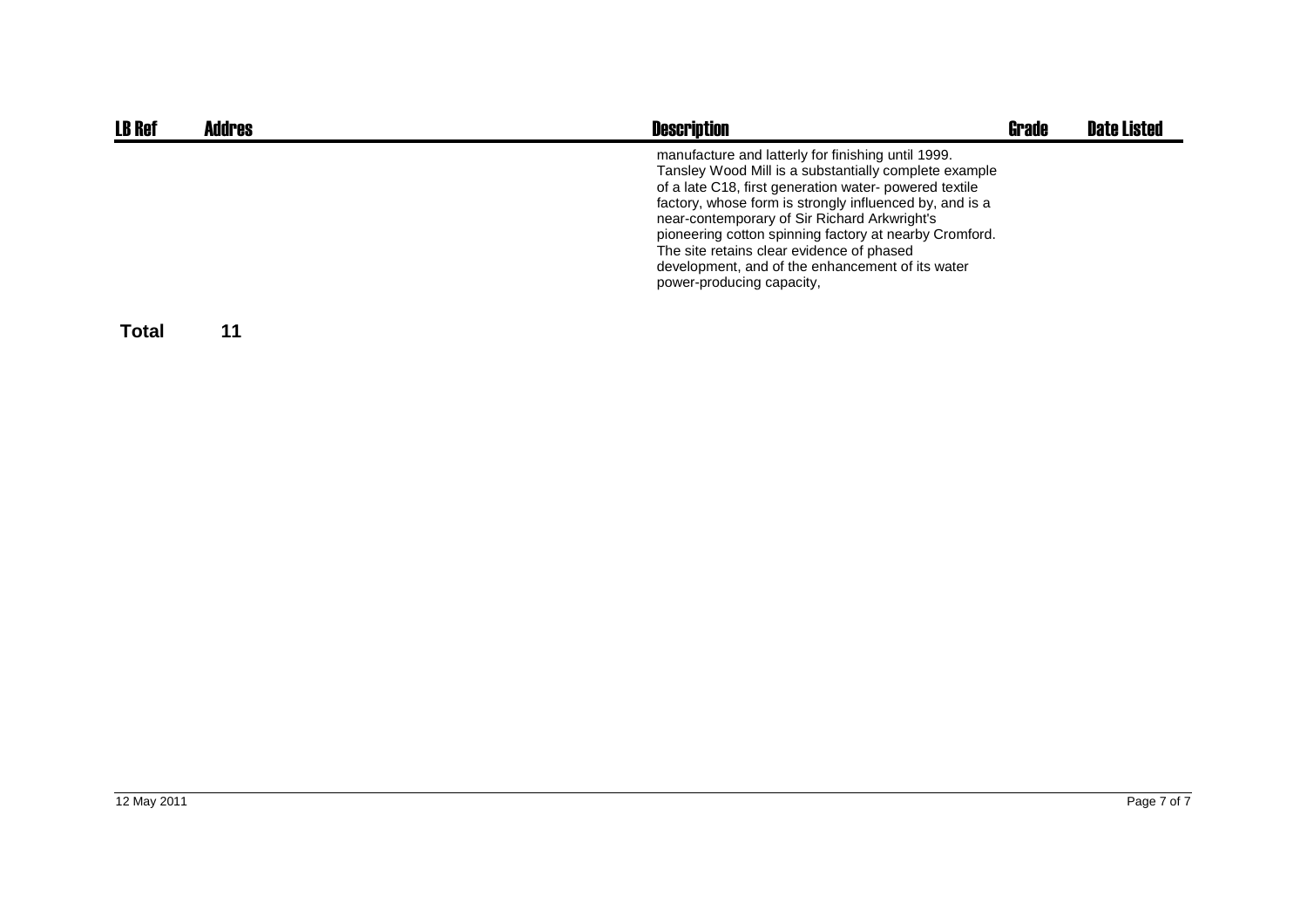| LB Ref | Addres | Description | Grade | Date Listed |
|---|---|---|---|---|
| | | manufacture and latterly for finishing until 1999. Tansley Wood Mill is a substantially complete example of a late C18, first generation water- powered textile factory, whose form is strongly influenced by, and is a near-contemporary of Sir Richard Arkwright's pioneering cotton spinning factory at nearby Cromford. The site retains clear evidence of phased development, and of the enhancement of its water power-producing capacity, | | |

**Total** **11**

12 May 2011